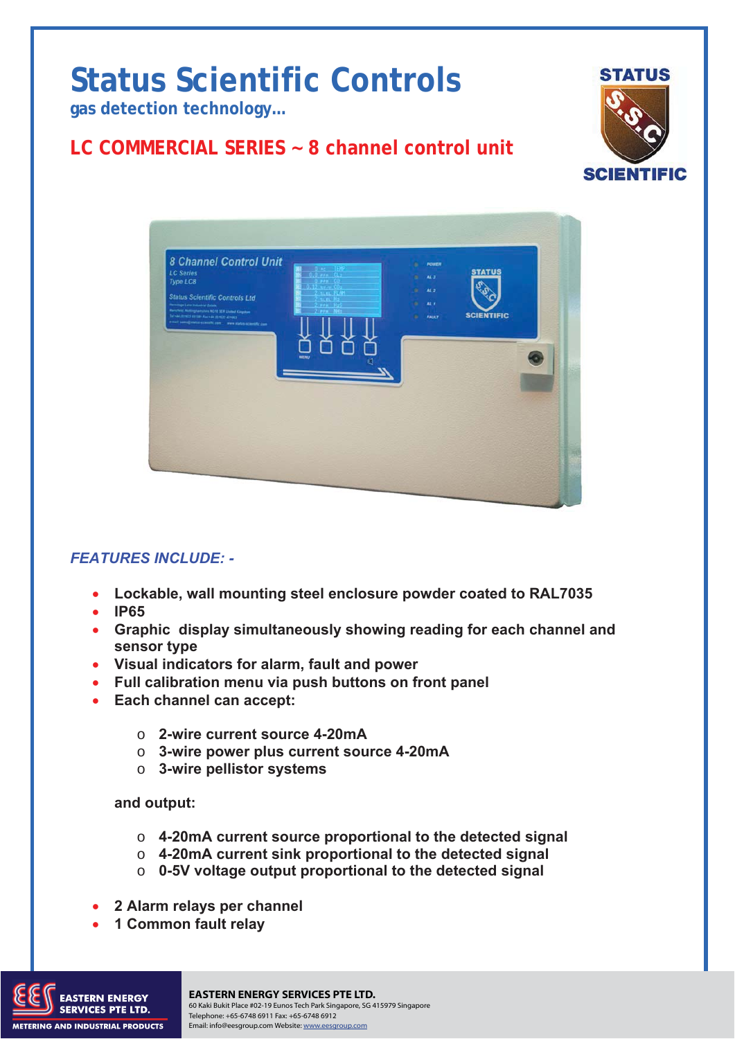# Status Scientific Controls

**gas detection technology...**

## LC COMMERCIAL SERIES ~ 8 channel control unit

### *FEATURES INCLUDE: -*

- **Lockable, wall mounting steel enclosure powder coated to RAL7035**
- **IP65**
- **Graphic display simultaneously showing reading for each channel and sensor type**
- **Visual indicators for alarm, fault and power**
- **Full calibration menu via push buttons on front panel**
- **Each channel can accept:**
  - **2-wire current source 4-20mA**
  - **3-wire power plus current source 4-20mA**
  - **3-wire pellistor systems**

  **and output:**
  - **4-20mA current source proportional to the detected signal**
  - **4-20mA current sink proportional to the detected signal**
  - **0-5V voltage output proportional to the detected signal**
- **2 Alarm relays per channel**
- **1 Common fault relay**

**EASTERN ENERGY SERVICES PTE LTD.**
60 Kaki Bukit Place #02-19 Eunos Tech Park Singapore, SG 415979 Singapore
Telephone: +65-6748 6911 Fax: +65-6748 6912
Email: info@eesgroup.com Website: www.eesgroup.com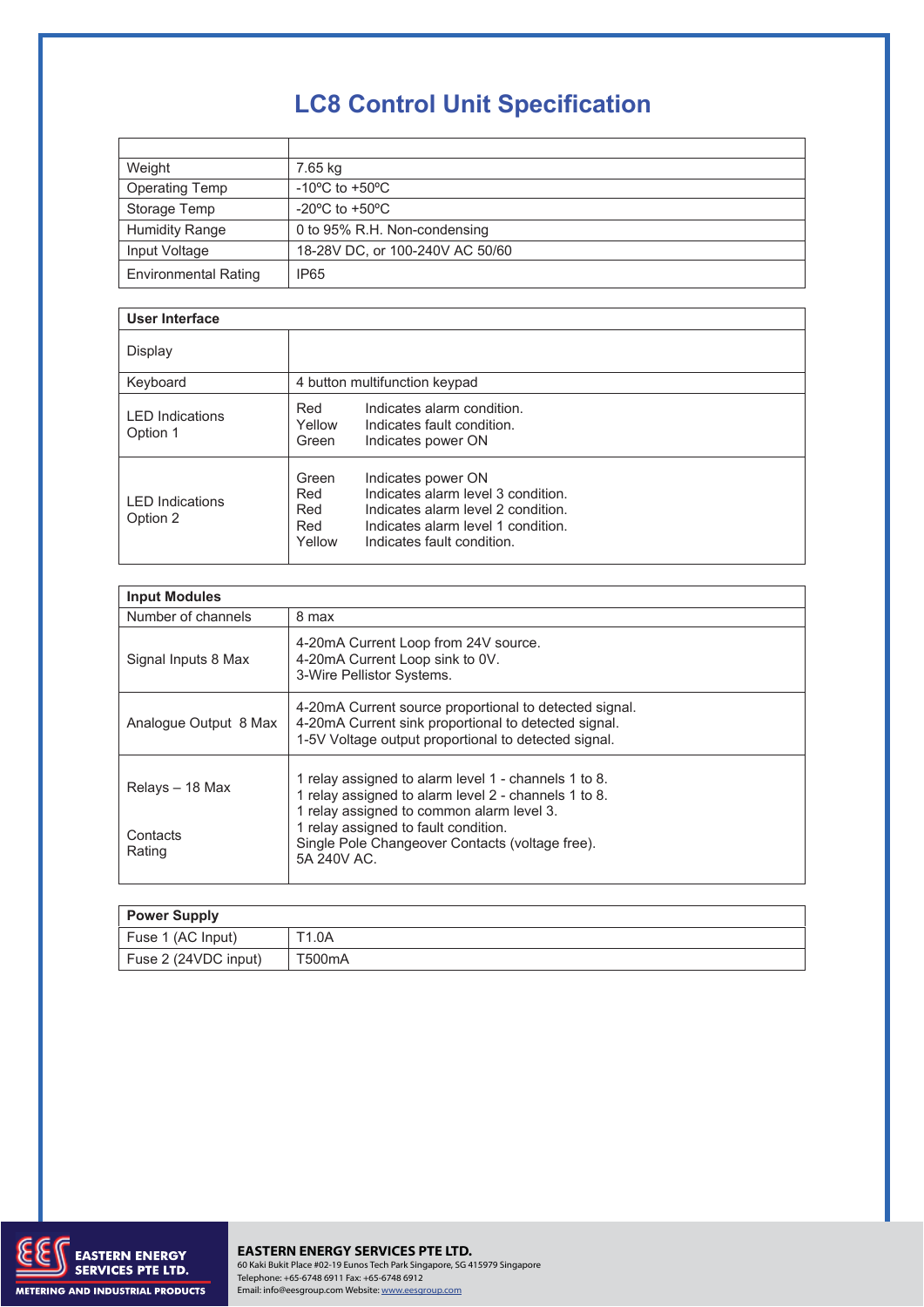# LC8 Control Unit Specification

| | |
|---|---|
| Weight | 7.65 kg |
| Operating Temp | -10ºC to +50ºC |
| Storage Temp | -20ºC to +50ºC |
| Humidity Range | 0 to 95% R.H. Non-condensing |
| Input Voltage | 18-28V DC, or 100-240V AC 50/60 |
| Environmental Rating | IP65 |

| **User Interface** | |
|---|---|
| Display | |
| Keyboard | 4 button multifunction keypad |
| LED Indications Option 1 | Red Indicates alarm condition.<br>Yellow Indicates fault condition.<br>Green Indicates power ON |
| LED Indications Option 2 | Green Indicates power ON<br>Red Indicates alarm level 3 condition.<br>Red Indicates alarm level 2 condition.<br>Red Indicates alarm level 1 condition.<br>Yellow Indicates fault condition. |

| **Input Modules** | |
|---|---|
| Number of channels | 8 max |
| Signal Inputs 8 Max | 4-20mA Current Loop from 24V source.<br>4-20mA Current Loop sink to 0V.<br>3-Wire Pellistor Systems. |
| Analogue Output 8 Max | 4-20mA Current source proportional to detected signal.<br>4-20mA Current sink proportional to detected signal.<br>1-5V Voltage output proportional to detected signal. |
| Relays – 18 Max<br><br>Contacts<br>Rating | 1 relay assigned to alarm level 1 - channels 1 to 8.<br>1 relay assigned to alarm level 2 - channels 1 to 8.<br>1 relay assigned to common alarm level 3.<br>1 relay assigned to fault condition.<br>Single Pole Changeover Contacts (voltage free).<br>5A 240V AC. |

| **Power Supply** | |
|---|---|
| Fuse 1 (AC Input) | T1.0A |
| Fuse 2 (24VDC input) | T500mA |

EASTERN ENERGY SERVICES PTE LTD.
METERING AND INDUSTRIAL PRODUCTS

**EASTERN ENERGY SERVICES PTE LTD.**
60 Kaki Bukit Place #02-19 Eunos Tech Park Singapore, SG 415979 Singapore
Telephone: +65-6748 6911 Fax: +65-6748 6912
Email: info@eesgroup.com Website: www.eesgroup.com